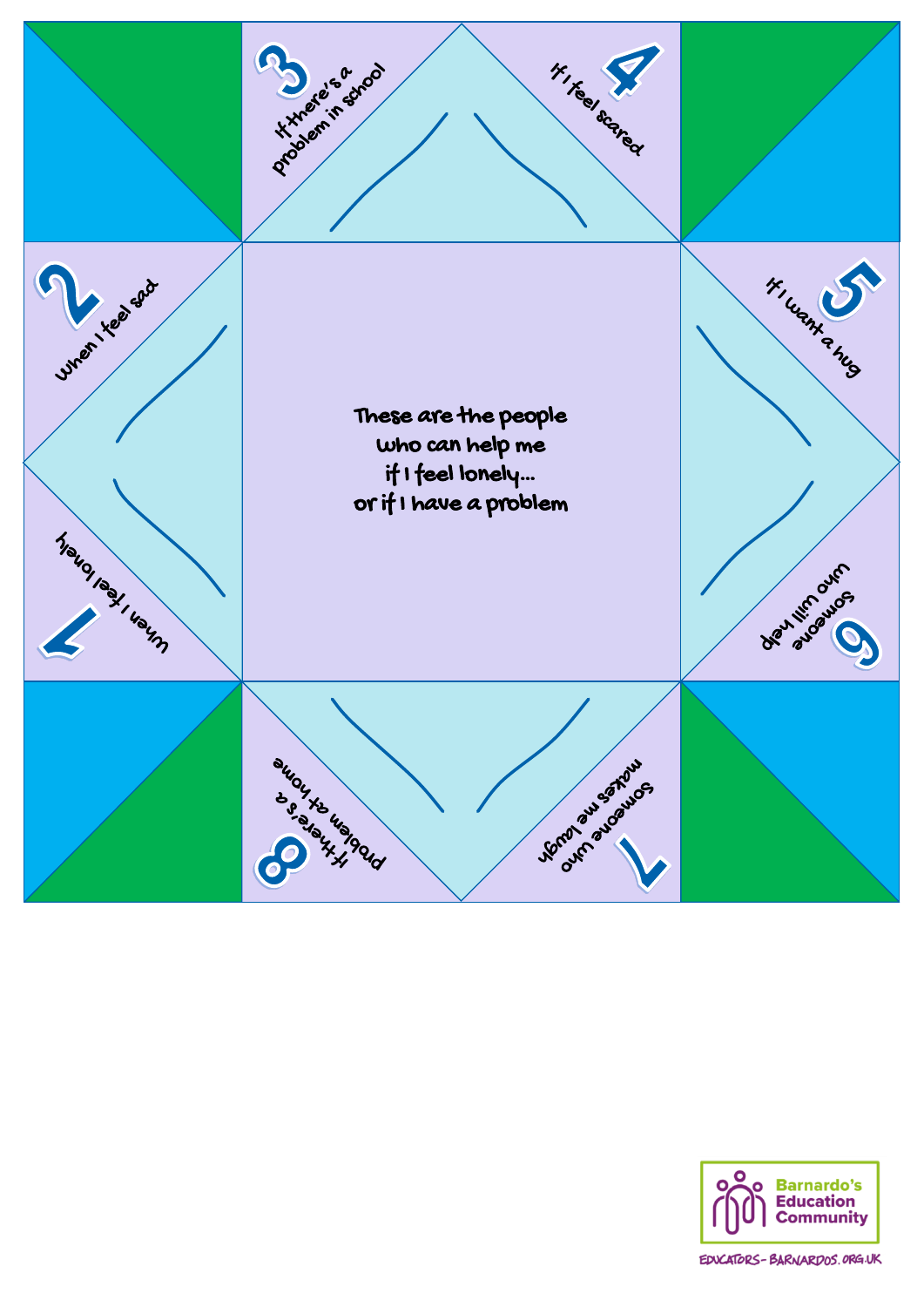These are the people who can help me if I feel lonely... or if I have a problem

1 When I feel lonely

2 When I feel sad

3 If there's a problem in school

4 If I feel scared

5 If I want a hug

6 Someone who will help

7 Someone who makes me laugh

8 If there's a problem at home

Barnardo's Education Community

EDUCATORS-BARNARDOS.ORG.UK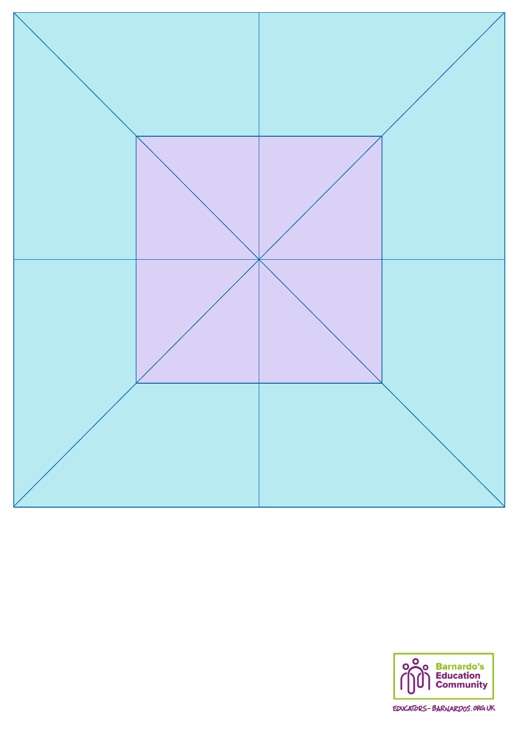Barnardo's Education Community

EDUCATORS-BARNARDOS.ORG.UK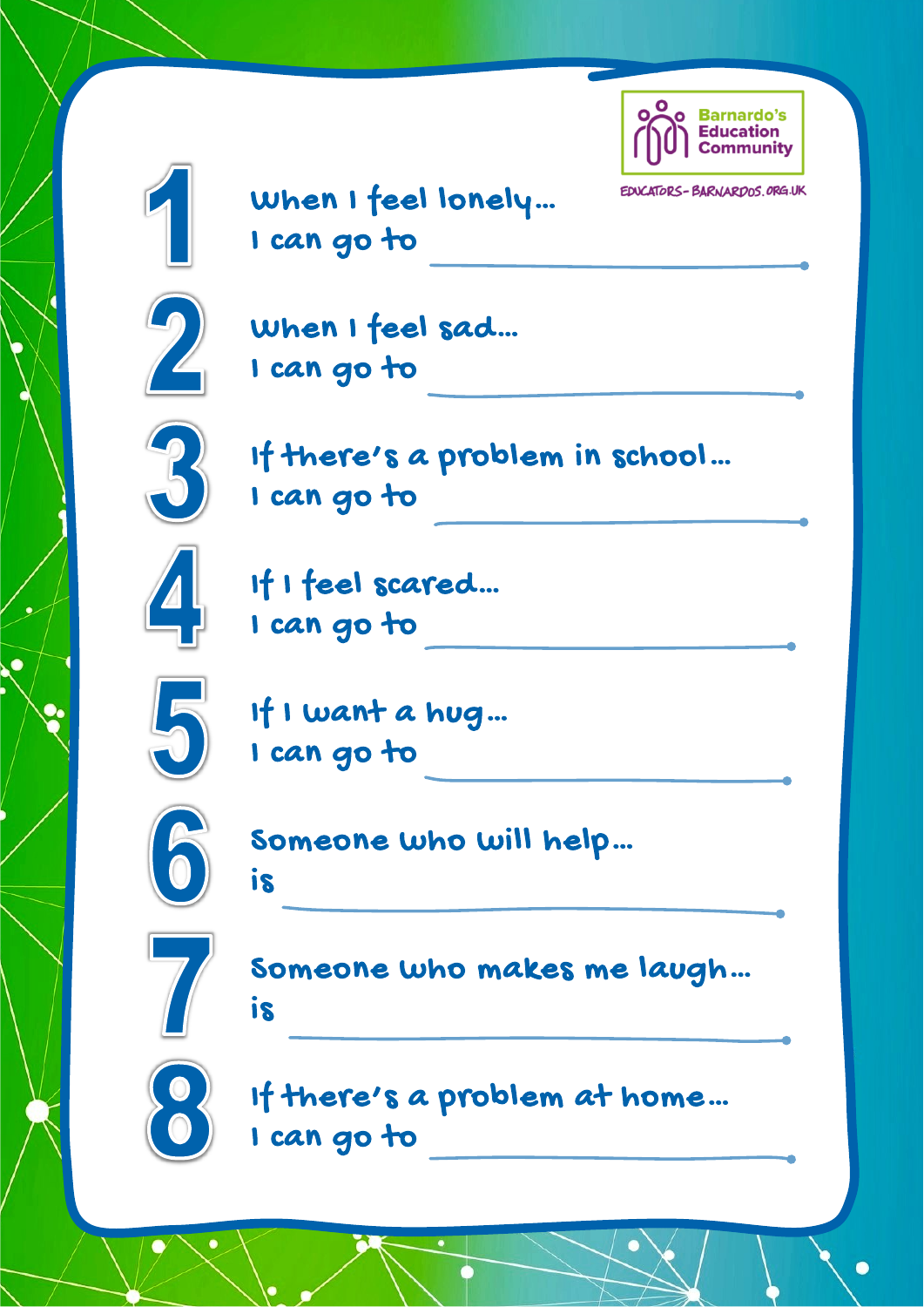Barnardo's Education Community

EDUCATORS-BARNARDOS.ORG.UK

1. When I feel lonely…
   I can go to \_\_\_\_\_\_\_\_\_\_\_\_\_\_\_\_\_\_\_\_

2. When I feel sad…
   I can go to \_\_\_\_\_\_\_\_\_\_\_\_\_\_\_\_\_\_\_\_

3. If there's a problem in school…
   I can go to \_\_\_\_\_\_\_\_\_\_\_\_\_\_\_\_\_\_\_\_

4. If I feel scared…
   I can go to \_\_\_\_\_\_\_\_\_\_\_\_\_\_\_\_\_\_\_\_

5. If I want a hug…
   I can go to \_\_\_\_\_\_\_\_\_\_\_\_\_\_\_\_\_\_\_\_

6. Someone who will help…
   is \_\_\_\_\_\_\_\_\_\_\_\_\_\_\_\_\_\_\_\_

7. Someone who makes me laugh…
   is \_\_\_\_\_\_\_\_\_\_\_\_\_\_\_\_\_\_\_\_

8. If there's a problem at home…
   I can go to \_\_\_\_\_\_\_\_\_\_\_\_\_\_\_\_\_\_\_\_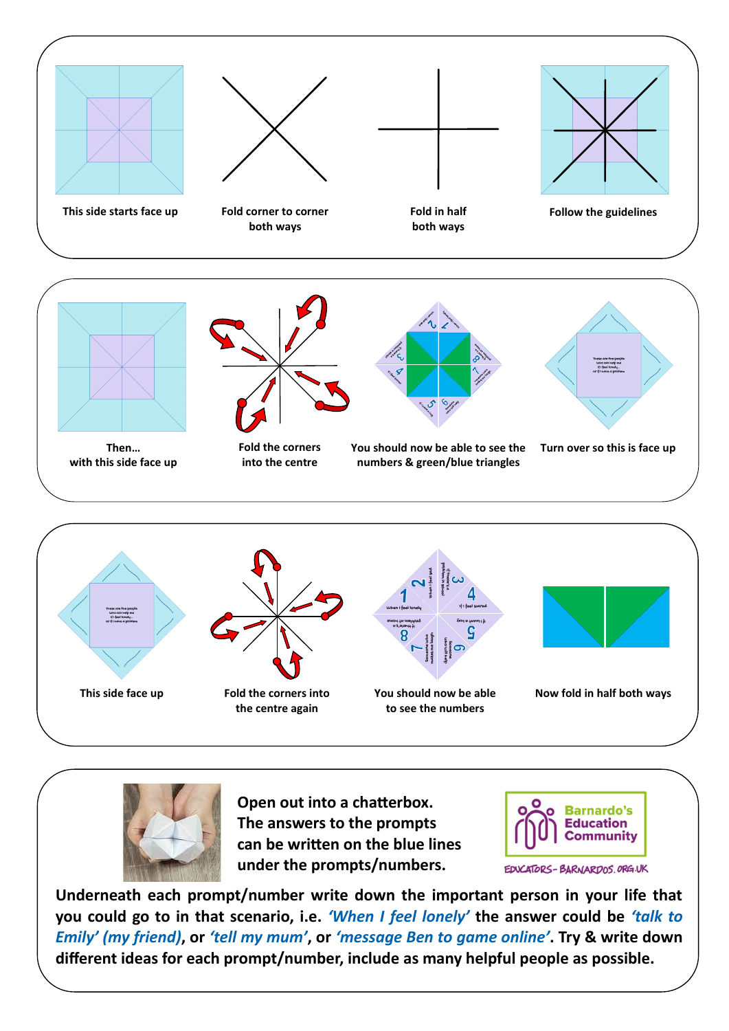This side starts face up

Fold corner to corner both ways

Fold in half both ways

Follow the guidelines

Then… with this side face up

Fold the corners into the centre

You should now be able to see the numbers & green/blue triangles

Turn over so this is face up

This side face up

Fold the corners into the centre again

You should now be able to see the numbers

Now fold in half both ways

**Open out into a chatterbox. The answers to the prompts can be written on the blue lines under the prompts/numbers.**

Barnardo's Education Community

EDUCATORS-BARNARDOS.ORG.UK

**Underneath each prompt/number write down the important person in your life that you could go to in that scenario, i.e. *'When I feel lonely'* the answer could be *'talk to Emily' (my friend)*, or *'tell my mum'*, or *'message Ben to game online'*. Try & write down different ideas for each prompt/number, include as many helpful people as possible.**